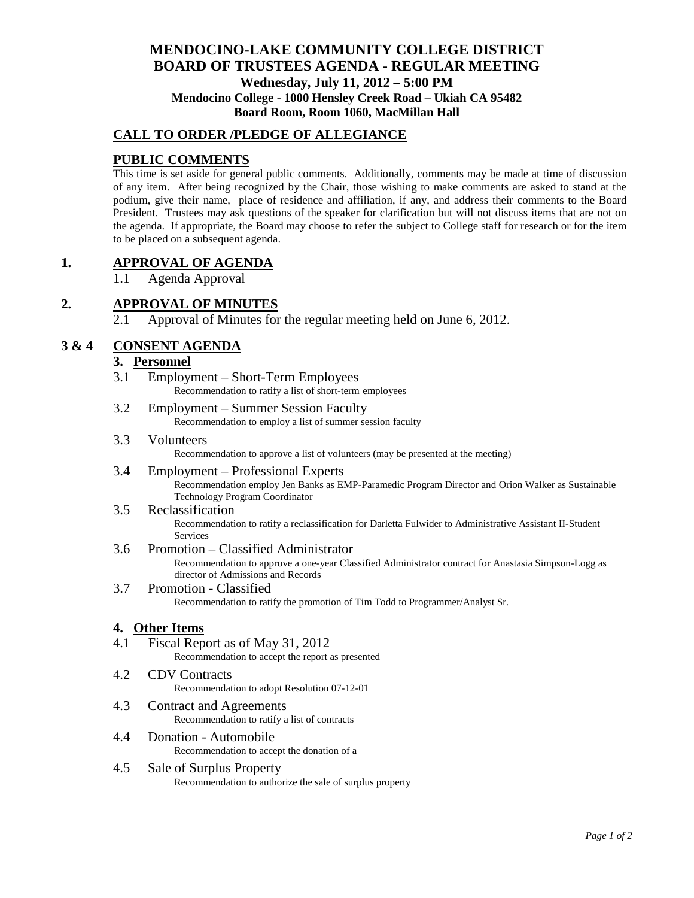# MENDOCINO-LAKE COMMUNITY COLLEGE DISTRICT
# BOARD OF TRUSTEES AGENDA - REGULAR MEETING

**Wednesday, July 11, 2012 – 5:00 PM**
**Mendocino College - 1000 Hensley Creek Road – Ukiah CA 95482**
**Board Room, Room 1060, MacMillan Hall**

## CALL TO ORDER /PLEDGE OF ALLEGIANCE

## PUBLIC COMMENTS

This time is set aside for general public comments. Additionally, comments may be made at time of discussion of any item. After being recognized by the Chair, those wishing to make comments are asked to stand at the podium, give their name, place of residence and affiliation, if any, and address their comments to the Board President. Trustees may ask questions of the speaker for clarification but will not discuss items that are not on the agenda. If appropriate, the Board may choose to refer the subject to College staff for research or for the item to be placed on a subsequent agenda.

## 1. APPROVAL OF AGENDA

1.1 Agenda Approval

## 2. APPROVAL OF MINUTES

2.1 Approval of Minutes for the regular meeting held on June 6, 2012.

## 3 & 4 CONSENT AGENDA

### 3. Personnel

3.1 Employment – Short-Term Employees
Recommendation to ratify a list of short-term employees

3.2 Employment – Summer Session Faculty
Recommendation to employ a list of summer session faculty

3.3 Volunteers
Recommendation to approve a list of volunteers (may be presented at the meeting)

3.4 Employment – Professional Experts
Recommendation employ Jen Banks as EMP-Paramedic Program Director and Orion Walker as Sustainable Technology Program Coordinator

3.5 Reclassification
Recommendation to ratify a reclassification for Darletta Fulwider to Administrative Assistant II-Student Services

3.6 Promotion – Classified Administrator
Recommendation to approve a one-year Classified Administrator contract for Anastasia Simpson-Logg as director of Admissions and Records

3.7 Promotion - Classified
Recommendation to ratify the promotion of Tim Todd to Programmer/Analyst Sr.

### 4. Other Items

4.1 Fiscal Report as of May 31, 2012
Recommendation to accept the report as presented

4.2 CDV Contracts
Recommendation to adopt Resolution 07-12-01

4.3 Contract and Agreements
Recommendation to ratify a list of contracts

4.4 Donation - Automobile
Recommendation to accept the donation of a

4.5 Sale of Surplus Property
Recommendation to authorize the sale of surplus property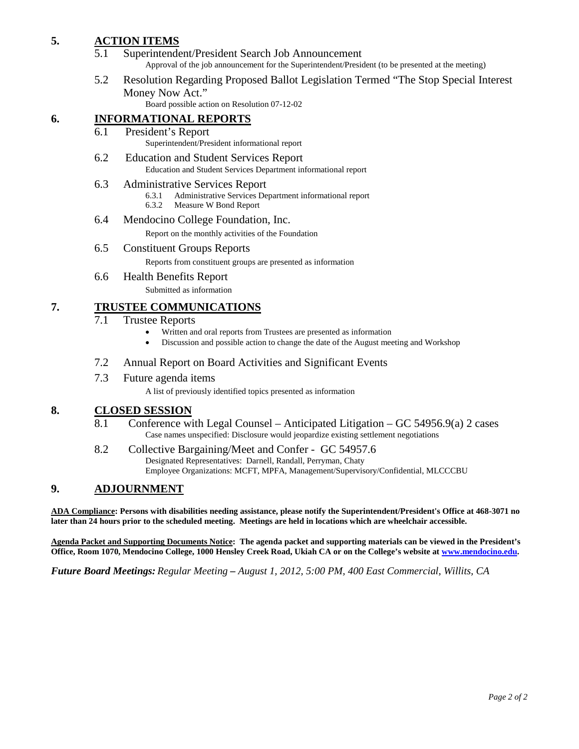## 5. ACTION ITEMS

### 5.1 Superintendent/President Search Job Announcement

Approval of the job announcement for the Superintendent/President (to be presented at the meeting)

### 5.2 Resolution Regarding Proposed Ballot Legislation Termed "The Stop Special Interest Money Now Act."

Board possible action on Resolution 07-12-02

## 6. INFORMATIONAL REPORTS

### 6.1 President's Report

Superintendent/President informational report

### 6.2 Education and Student Services Report

Education and Student Services Department informational report

### 6.3 Administrative Services Report

- 6.3.1 Administrative Services Department informational report
- 6.3.2 Measure W Bond Report

### 6.4 Mendocino College Foundation, Inc.

Report on the monthly activities of the Foundation

### 6.5 Constituent Groups Reports

Reports from constituent groups are presented as information

### 6.6 Health Benefits Report

Submitted as information

## 7. TRUSTEE COMMUNICATIONS

### 7.1 Trustee Reports

- Written and oral reports from Trustees are presented as information
- Discussion and possible action to change the date of the August meeting and Workshop

### 7.2 Annual Report on Board Activities and Significant Events

### 7.3 Future agenda items

A list of previously identified topics presented as information

## 8. CLOSED SESSION

### 8.1 Conference with Legal Counsel – Anticipated Litigation – GC 54956.9(a) 2 cases

Case names unspecified: Disclosure would jeopardize existing settlement negotiations

### 8.2 Collective Bargaining/Meet and Confer - GC 54957.6

Designated Representatives: Darnell, Randall, Perryman, Chaty
Employee Organizations: MCFT, MPFA, Management/Supervisory/Confidential, MLCCCBU

## 9. ADJOURNMENT

**ADA Compliance: Persons with disabilities needing assistance, please notify the Superintendent/President's Office at 468-3071 no later than 24 hours prior to the scheduled meeting. Meetings are held in locations which are wheelchair accessible.**

**Agenda Packet and Supporting Documents Notice: The agenda packet and supporting materials can be viewed in the President's Office, Room 1070, Mendocino College, 1000 Hensley Creek Road, Ukiah CA or on the College's website at www.mendocino.edu.**

***Future Board Meetings:*** *Regular Meeting – August 1, 2012, 5:00 PM, 400 East Commercial, Willits, CA*